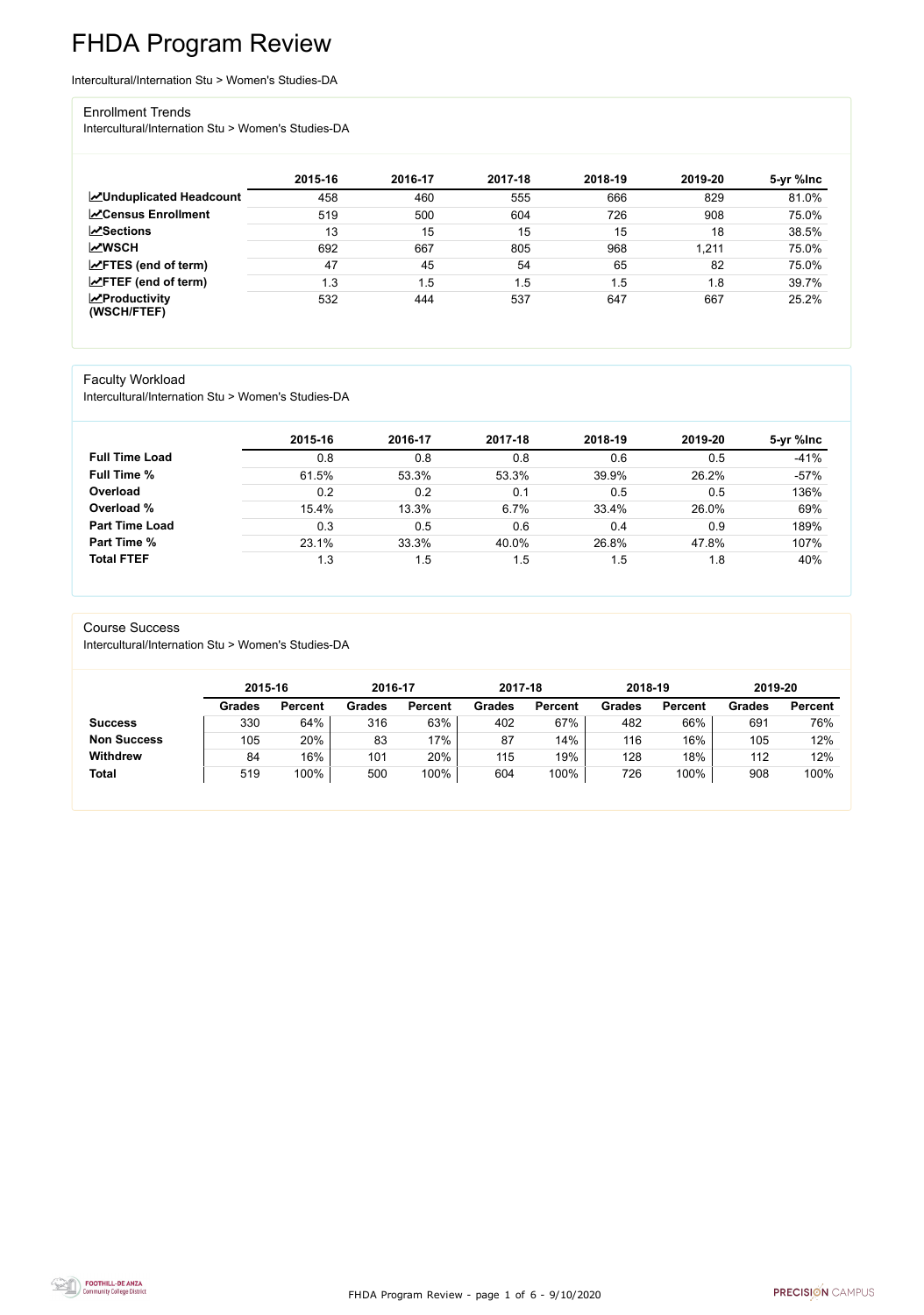# FHDA Program Review

Intercultural/Internation Stu > Women's Studies-DA

## Enrollment Trends

Intercultural/Internation Stu > Women's Studies-DA

| | 2015-16 | 2016-17 | 2017-18 | 2018-19 | 2019-20 | 5-yr %Inc |
|---|---|---|---|---|---|---|
| **Unduplicated Headcount** | 458 | 460 | 555 | 666 | 829 | 81.0% |
| **Census Enrollment** | 519 | 500 | 604 | 726 | 908 | 75.0% |
| **Sections** | 13 | 15 | 15 | 15 | 18 | 38.5% |
| **WSCH** | 692 | 667 | 805 | 968 | 1,211 | 75.0% |
| **FTES (end of term)** | 47 | 45 | 54 | 65 | 82 | 75.0% |
| **FTEF (end of term)** | 1.3 | 1.5 | 1.5 | 1.5 | 1.8 | 39.7% |
| **Productivity (WSCH/FTEF)** | 532 | 444 | 537 | 647 | 667 | 25.2% |

## Faculty Workload

Intercultural/Internation Stu > Women's Studies-DA

| | 2015-16 | 2016-17 | 2017-18 | 2018-19 | 2019-20 | 5-yr %Inc |
|---|---|---|---|---|---|---|
| **Full Time Load** | 0.8 | 0.8 | 0.8 | 0.6 | 0.5 | -41% |
| **Full Time %** | 61.5% | 53.3% | 53.3% | 39.9% | 26.2% | -57% |
| **Overload** | 0.2 | 0.2 | 0.1 | 0.5 | 0.5 | 136% |
| **Overload %** | 15.4% | 13.3% | 6.7% | 33.4% | 26.0% | 69% |
| **Part Time Load** | 0.3 | 0.5 | 0.6 | 0.4 | 0.9 | 189% |
| **Part Time %** | 23.1% | 33.3% | 40.0% | 26.8% | 47.8% | 107% |
| **Total FTEF** | 1.3 | 1.5 | 1.5 | 1.5 | 1.8 | 40% |

## Course Success

Intercultural/Internation Stu > Women's Studies-DA

| | 2015-16 | | 2016-17 | | 2017-18 | | 2018-19 | | 2019-20 | |
|---|---|---|---|---|---|---|---|---|---|---|
| | **Grades** | **Percent** | **Grades** | **Percent** | **Grades** | **Percent** | **Grades** | **Percent** | **Grades** | **Percent** |
| **Success** | 330 | 64% | 316 | 63% | 402 | 67% | 482 | 66% | 691 | 76% |
| **Non Success** | 105 | 20% | 83 | 17% | 87 | 14% | 116 | 16% | 105 | 12% |
| **Withdrew** | 84 | 16% | 101 | 20% | 115 | 19% | 128 | 18% | 112 | 12% |
| **Total** | 519 | 100% | 500 | 100% | 604 | 100% | 726 | 100% | 908 | 100% |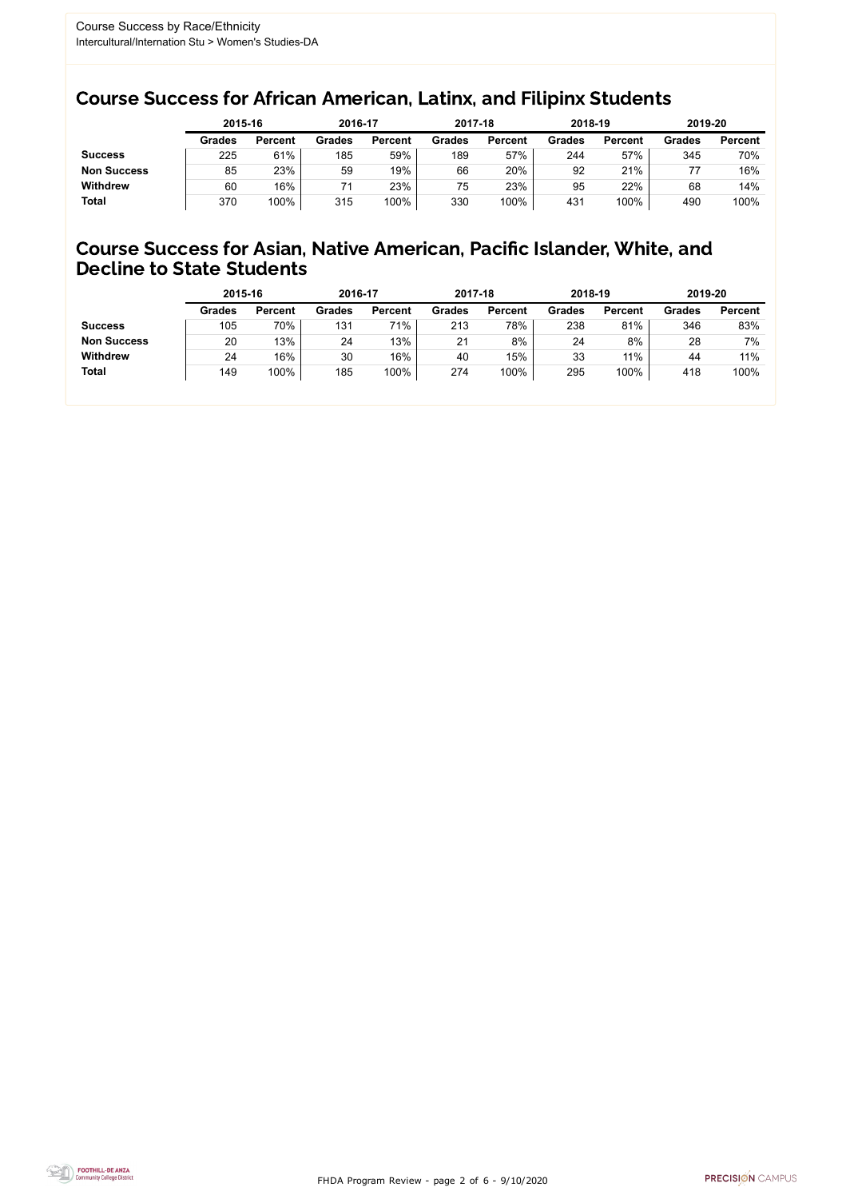Course Success by Race/Ethnicity
Intercultural/Internation Stu > Women's Studies-DA

## Course Success for African American, Latinx, and Filipinx Students

| | 2015-16 | | 2016-17 | | 2017-18 | | 2018-19 | | 2019-20 | |
|---|---|---|---|---|---|---|---|---|---|---|
| | Grades | Percent | Grades | Percent | Grades | Percent | Grades | Percent | Grades | Percent |
| **Success** | 225 | 61% | 185 | 59% | 189 | 57% | 244 | 57% | 345 | 70% |
| **Non Success** | 85 | 23% | 59 | 19% | 66 | 20% | 92 | 21% | 77 | 16% |
| **Withdrew** | 60 | 16% | 71 | 23% | 75 | 23% | 95 | 22% | 68 | 14% |
| **Total** | 370 | 100% | 315 | 100% | 330 | 100% | 431 | 100% | 490 | 100% |

## Course Success for Asian, Native American, Pacific Islander, White, and Decline to State Students

| | 2015-16 | | 2016-17 | | 2017-18 | | 2018-19 | | 2019-20 | |
|---|---|---|---|---|---|---|---|---|---|---|
| | Grades | Percent | Grades | Percent | Grades | Percent | Grades | Percent | Grades | Percent |
| **Success** | 105 | 70% | 131 | 71% | 213 | 78% | 238 | 81% | 346 | 83% |
| **Non Success** | 20 | 13% | 24 | 13% | 21 | 8% | 24 | 8% | 28 | 7% |
| **Withdrew** | 24 | 16% | 30 | 16% | 40 | 15% | 33 | 11% | 44 | 11% |
| **Total** | 149 | 100% | 185 | 100% | 274 | 100% | 295 | 100% | 418 | 100% |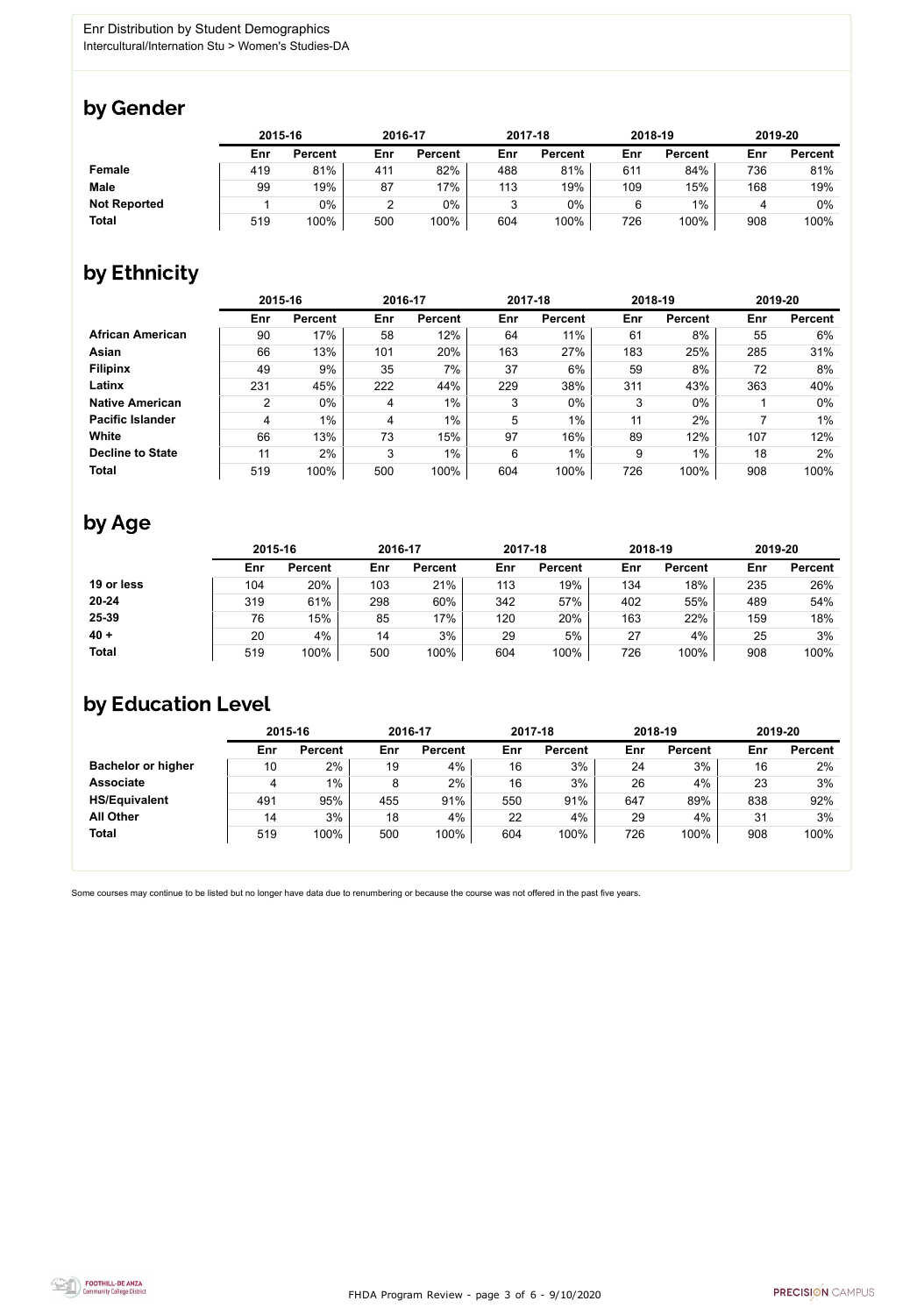Enr Distribution by Student Demographics
Intercultural/Internation Stu > Women's Studies-DA

## by Gender

| | 2015-16 | | 2016-17 | | 2017-18 | | 2018-19 | | 2019-20 | |
|---|---|---|---|---|---|---|---|---|---|---|
| | Enr | Percent | Enr | Percent | Enr | Percent | Enr | Percent | Enr | Percent |
| **Female** | 419 | 81% | 411 | 82% | 488 | 81% | 611 | 84% | 736 | 81% |
| **Male** | 99 | 19% | 87 | 17% | 113 | 19% | 109 | 15% | 168 | 19% |
| **Not Reported** | 1 | 0% | 2 | 0% | 3 | 0% | 6 | 1% | 4 | 0% |
| **Total** | 519 | 100% | 500 | 100% | 604 | 100% | 726 | 100% | 908 | 100% |

## by Ethnicity

| | 2015-16 | | 2016-17 | | 2017-18 | | 2018-19 | | 2019-20 | |
|---|---|---|---|---|---|---|---|---|---|---|
| | Enr | Percent | Enr | Percent | Enr | Percent | Enr | Percent | Enr | Percent |
| **African American** | 90 | 17% | 58 | 12% | 64 | 11% | 61 | 8% | 55 | 6% |
| **Asian** | 66 | 13% | 101 | 20% | 163 | 27% | 183 | 25% | 285 | 31% |
| **Filipinx** | 49 | 9% | 35 | 7% | 37 | 6% | 59 | 8% | 72 | 8% |
| **Latinx** | 231 | 45% | 222 | 44% | 229 | 38% | 311 | 43% | 363 | 40% |
| **Native American** | 2 | 0% | 4 | 1% | 3 | 0% | 3 | 0% | 1 | 0% |
| **Pacific Islander** | 4 | 1% | 4 | 1% | 5 | 1% | 11 | 2% | 7 | 1% |
| **White** | 66 | 13% | 73 | 15% | 97 | 16% | 89 | 12% | 107 | 12% |
| **Decline to State** | 11 | 2% | 3 | 1% | 6 | 1% | 9 | 1% | 18 | 2% |
| **Total** | 519 | 100% | 500 | 100% | 604 | 100% | 726 | 100% | 908 | 100% |

## by Age

| | 2015-16 | | 2016-17 | | 2017-18 | | 2018-19 | | 2019-20 | |
|---|---|---|---|---|---|---|---|---|---|---|
| | Enr | Percent | Enr | Percent | Enr | Percent | Enr | Percent | Enr | Percent |
| **19 or less** | 104 | 20% | 103 | 21% | 113 | 19% | 134 | 18% | 235 | 26% |
| **20-24** | 319 | 61% | 298 | 60% | 342 | 57% | 402 | 55% | 489 | 54% |
| **25-39** | 76 | 15% | 85 | 17% | 120 | 20% | 163 | 22% | 159 | 18% |
| **40 +** | 20 | 4% | 14 | 3% | 29 | 5% | 27 | 4% | 25 | 3% |
| **Total** | 519 | 100% | 500 | 100% | 604 | 100% | 726 | 100% | 908 | 100% |

## by Education Level

| | 2015-16 | | 2016-17 | | 2017-18 | | 2018-19 | | 2019-20 | |
|---|---|---|---|---|---|---|---|---|---|---|
| | Enr | Percent | Enr | Percent | Enr | Percent | Enr | Percent | Enr | Percent |
| **Bachelor or higher** | 10 | 2% | 19 | 4% | 16 | 3% | 24 | 3% | 16 | 2% |
| **Associate** | 4 | 1% | 8 | 2% | 16 | 3% | 26 | 4% | 23 | 3% |
| **HS/Equivalent** | 491 | 95% | 455 | 91% | 550 | 91% | 647 | 89% | 838 | 92% |
| **All Other** | 14 | 3% | 18 | 4% | 22 | 4% | 29 | 4% | 31 | 3% |
| **Total** | 519 | 100% | 500 | 100% | 604 | 100% | 726 | 100% | 908 | 100% |

Some courses may continue to be listed but no longer have data due to renumbering or because the course was not offered in the past five years.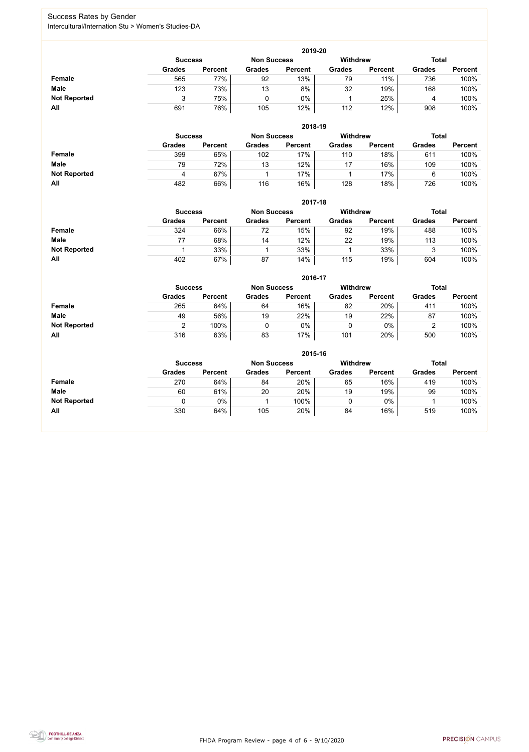# Success Rates by Gender

Intercultural/Internation Stu > Women's Studies-DA

| 2019-20 | Success | | Non Success | | Withdrew | | Total | |
|---|---|---|---|---|---|---|---|---|
| | Grades | Percent | Grades | Percent | Grades | Percent | Grades | Percent |
| **Female** | 565 | 77% | 92 | 13% | 79 | 11% | 736 | 100% |
| **Male** | 123 | 73% | 13 | 8% | 32 | 19% | 168 | 100% |
| **Not Reported** | 3 | 75% | 0 | 0% | 1 | 25% | 4 | 100% |
| **All** | 691 | 76% | 105 | 12% | 112 | 12% | 908 | 100% |

| 2018-19 | Success | | Non Success | | Withdrew | | Total | |
|---|---|---|---|---|---|---|---|---|
| | Grades | Percent | Grades | Percent | Grades | Percent | Grades | Percent |
| **Female** | 399 | 65% | 102 | 17% | 110 | 18% | 611 | 100% |
| **Male** | 79 | 72% | 13 | 12% | 17 | 16% | 109 | 100% |
| **Not Reported** | 4 | 67% | 1 | 17% | 1 | 17% | 6 | 100% |
| **All** | 482 | 66% | 116 | 16% | 128 | 18% | 726 | 100% |

| 2017-18 | Success | | Non Success | | Withdrew | | Total | |
|---|---|---|---|---|---|---|---|---|
| | Grades | Percent | Grades | Percent | Grades | Percent | Grades | Percent |
| **Female** | 324 | 66% | 72 | 15% | 92 | 19% | 488 | 100% |
| **Male** | 77 | 68% | 14 | 12% | 22 | 19% | 113 | 100% |
| **Not Reported** | 1 | 33% | 1 | 33% | 1 | 33% | 3 | 100% |
| **All** | 402 | 67% | 87 | 14% | 115 | 19% | 604 | 100% |

| 2016-17 | Success | | Non Success | | Withdrew | | Total | |
|---|---|---|---|---|---|---|---|---|
| | Grades | Percent | Grades | Percent | Grades | Percent | Grades | Percent |
| **Female** | 265 | 64% | 64 | 16% | 82 | 20% | 411 | 100% |
| **Male** | 49 | 56% | 19 | 22% | 19 | 22% | 87 | 100% |
| **Not Reported** | 2 | 100% | 0 | 0% | 0 | 0% | 2 | 100% |
| **All** | 316 | 63% | 83 | 17% | 101 | 20% | 500 | 100% |

| 2015-16 | Success | | Non Success | | Withdrew | | Total | |
|---|---|---|---|---|---|---|---|---|
| | Grades | Percent | Grades | Percent | Grades | Percent | Grades | Percent |
| **Female** | 270 | 64% | 84 | 20% | 65 | 16% | 419 | 100% |
| **Male** | 60 | 61% | 20 | 20% | 19 | 19% | 99 | 100% |
| **Not Reported** | 0 | 0% | 1 | 100% | 0 | 0% | 1 | 100% |
| **All** | 330 | 64% | 105 | 20% | 84 | 16% | 519 | 100% |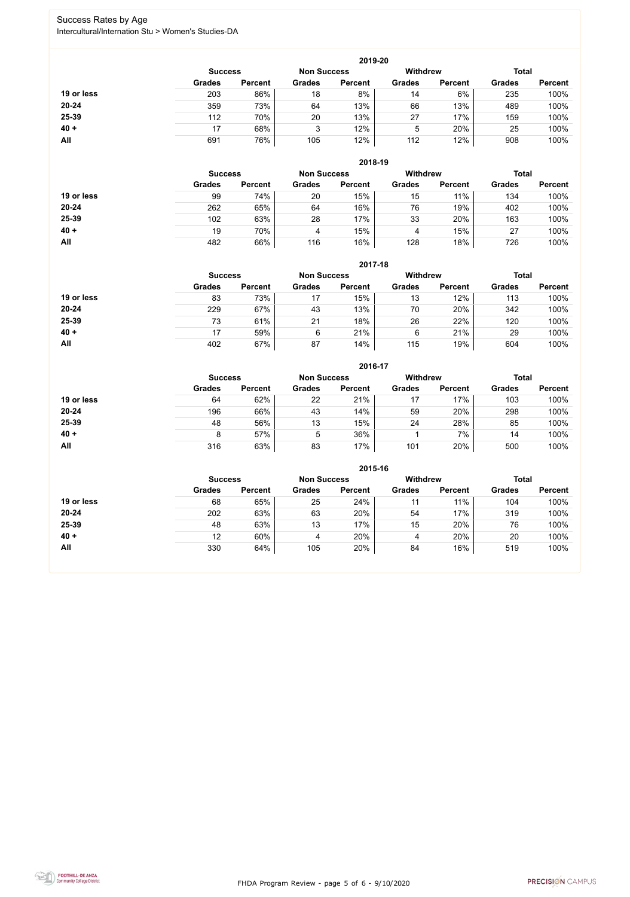# Success Rates by Age

Intercultural/Internation Stu > Women's Studies-DA

| 2019-20 | Success | | Non Success | | Withdrew | | Total | |
|---|---|---|---|---|---|---|---|---|
| | Grades | Percent | Grades | Percent | Grades | Percent | Grades | Percent |
| **19 or less** | 203 | 86% | 18 | 8% | 14 | 6% | 235 | 100% |
| **20-24** | 359 | 73% | 64 | 13% | 66 | 13% | 489 | 100% |
| **25-39** | 112 | 70% | 20 | 13% | 27 | 17% | 159 | 100% |
| **40 +** | 17 | 68% | 3 | 12% | 5 | 20% | 25 | 100% |
| **All** | 691 | 76% | 105 | 12% | 112 | 12% | 908 | 100% |

| 2018-19 | Success | | Non Success | | Withdrew | | Total | |
|---|---|---|---|---|---|---|---|---|
| | Grades | Percent | Grades | Percent | Grades | Percent | Grades | Percent |
| **19 or less** | 99 | 74% | 20 | 15% | 15 | 11% | 134 | 100% |
| **20-24** | 262 | 65% | 64 | 16% | 76 | 19% | 402 | 100% |
| **25-39** | 102 | 63% | 28 | 17% | 33 | 20% | 163 | 100% |
| **40 +** | 19 | 70% | 4 | 15% | 4 | 15% | 27 | 100% |
| **All** | 482 | 66% | 116 | 16% | 128 | 18% | 726 | 100% |

| 2017-18 | Success | | Non Success | | Withdrew | | Total | |
|---|---|---|---|---|---|---|---|---|
| | Grades | Percent | Grades | Percent | Grades | Percent | Grades | Percent |
| **19 or less** | 83 | 73% | 17 | 15% | 13 | 12% | 113 | 100% |
| **20-24** | 229 | 67% | 43 | 13% | 70 | 20% | 342 | 100% |
| **25-39** | 73 | 61% | 21 | 18% | 26 | 22% | 120 | 100% |
| **40 +** | 17 | 59% | 6 | 21% | 6 | 21% | 29 | 100% |
| **All** | 402 | 67% | 87 | 14% | 115 | 19% | 604 | 100% |

| 2016-17 | Success | | Non Success | | Withdrew | | Total | |
|---|---|---|---|---|---|---|---|---|
| | Grades | Percent | Grades | Percent | Grades | Percent | Grades | Percent |
| **19 or less** | 64 | 62% | 22 | 21% | 17 | 17% | 103 | 100% |
| **20-24** | 196 | 66% | 43 | 14% | 59 | 20% | 298 | 100% |
| **25-39** | 48 | 56% | 13 | 15% | 24 | 28% | 85 | 100% |
| **40 +** | 8 | 57% | 5 | 36% | 1 | 7% | 14 | 100% |
| **All** | 316 | 63% | 83 | 17% | 101 | 20% | 500 | 100% |

| 2015-16 | Success | | Non Success | | Withdrew | | Total | |
|---|---|---|---|---|---|---|---|---|
| | Grades | Percent | Grades | Percent | Grades | Percent | Grades | Percent |
| **19 or less** | 68 | 65% | 25 | 24% | 11 | 11% | 104 | 100% |
| **20-24** | 202 | 63% | 63 | 20% | 54 | 17% | 319 | 100% |
| **25-39** | 48 | 63% | 13 | 17% | 15 | 20% | 76 | 100% |
| **40 +** | 12 | 60% | 4 | 20% | 4 | 20% | 20 | 100% |
| **All** | 330 | 64% | 105 | 20% | 84 | 16% | 519 | 100% |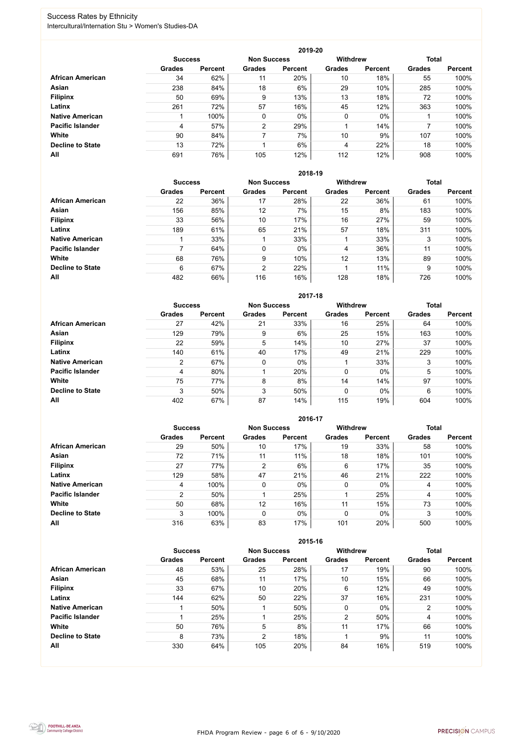## Success Rates by Ethnicity

Intercultural/Internation Stu > Women's Studies-DA

### 2019-20

| | Success | | Non Success | | Withdrew | | Total | |
|---|---|---|---|---|---|---|---|---|
| | Grades | Percent | Grades | Percent | Grades | Percent | Grades | Percent |
| **African American** | 34 | 62% | 11 | 20% | 10 | 18% | 55 | 100% |
| **Asian** | 238 | 84% | 18 | 6% | 29 | 10% | 285 | 100% |
| **Filipinx** | 50 | 69% | 9 | 13% | 13 | 18% | 72 | 100% |
| **Latinx** | 261 | 72% | 57 | 16% | 45 | 12% | 363 | 100% |
| **Native American** | 1 | 100% | 0 | 0% | 0 | 0% | 1 | 100% |
| **Pacific Islander** | 4 | 57% | 2 | 29% | 1 | 14% | 7 | 100% |
| **White** | 90 | 84% | 7 | 7% | 10 | 9% | 107 | 100% |
| **Decline to State** | 13 | 72% | 1 | 6% | 4 | 22% | 18 | 100% |
| **All** | 691 | 76% | 105 | 12% | 112 | 12% | 908 | 100% |

### 2018-19

| | Success | | Non Success | | Withdrew | | Total | |
|---|---|---|---|---|---|---|---|---|
| | Grades | Percent | Grades | Percent | Grades | Percent | Grades | Percent |
| **African American** | 22 | 36% | 17 | 28% | 22 | 36% | 61 | 100% |
| **Asian** | 156 | 85% | 12 | 7% | 15 | 8% | 183 | 100% |
| **Filipinx** | 33 | 56% | 10 | 17% | 16 | 27% | 59 | 100% |
| **Latinx** | 189 | 61% | 65 | 21% | 57 | 18% | 311 | 100% |
| **Native American** | 1 | 33% | 1 | 33% | 1 | 33% | 3 | 100% |
| **Pacific Islander** | 7 | 64% | 0 | 0% | 4 | 36% | 11 | 100% |
| **White** | 68 | 76% | 9 | 10% | 12 | 13% | 89 | 100% |
| **Decline to State** | 6 | 67% | 2 | 22% | 1 | 11% | 9 | 100% |
| **All** | 482 | 66% | 116 | 16% | 128 | 18% | 726 | 100% |

### 2017-18

| | Success | | Non Success | | Withdrew | | Total | |
|---|---|---|---|---|---|---|---|---|
| | Grades | Percent | Grades | Percent | Grades | Percent | Grades | Percent |
| **African American** | 27 | 42% | 21 | 33% | 16 | 25% | 64 | 100% |
| **Asian** | 129 | 79% | 9 | 6% | 25 | 15% | 163 | 100% |
| **Filipinx** | 22 | 59% | 5 | 14% | 10 | 27% | 37 | 100% |
| **Latinx** | 140 | 61% | 40 | 17% | 49 | 21% | 229 | 100% |
| **Native American** | 2 | 67% | 0 | 0% | 1 | 33% | 3 | 100% |
| **Pacific Islander** | 4 | 80% | 1 | 20% | 0 | 0% | 5 | 100% |
| **White** | 75 | 77% | 8 | 8% | 14 | 14% | 97 | 100% |
| **Decline to State** | 3 | 50% | 3 | 50% | 0 | 0% | 6 | 100% |
| **All** | 402 | 67% | 87 | 14% | 115 | 19% | 604 | 100% |

### 2016-17

| | Success | | Non Success | | Withdrew | | Total | |
|---|---|---|---|---|---|---|---|---|
| | Grades | Percent | Grades | Percent | Grades | Percent | Grades | Percent |
| **African American** | 29 | 50% | 10 | 17% | 19 | 33% | 58 | 100% |
| **Asian** | 72 | 71% | 11 | 11% | 18 | 18% | 101 | 100% |
| **Filipinx** | 27 | 77% | 2 | 6% | 6 | 17% | 35 | 100% |
| **Latinx** | 129 | 58% | 47 | 21% | 46 | 21% | 222 | 100% |
| **Native American** | 4 | 100% | 0 | 0% | 0 | 0% | 4 | 100% |
| **Pacific Islander** | 2 | 50% | 1 | 25% | 1 | 25% | 4 | 100% |
| **White** | 50 | 68% | 12 | 16% | 11 | 15% | 73 | 100% |
| **Decline to State** | 3 | 100% | 0 | 0% | 0 | 0% | 3 | 100% |
| **All** | 316 | 63% | 83 | 17% | 101 | 20% | 500 | 100% |

### 2015-16

| | Success | | Non Success | | Withdrew | | Total | |
|---|---|---|---|---|---|---|---|---|
| | Grades | Percent | Grades | Percent | Grades | Percent | Grades | Percent |
| **African American** | 48 | 53% | 25 | 28% | 17 | 19% | 90 | 100% |
| **Asian** | 45 | 68% | 11 | 17% | 10 | 15% | 66 | 100% |
| **Filipinx** | 33 | 67% | 10 | 20% | 6 | 12% | 49 | 100% |
| **Latinx** | 144 | 62% | 50 | 22% | 37 | 16% | 231 | 100% |
| **Native American** | 1 | 50% | 1 | 50% | 0 | 0% | 2 | 100% |
| **Pacific Islander** | 1 | 25% | 1 | 25% | 2 | 50% | 4 | 100% |
| **White** | 50 | 76% | 5 | 8% | 11 | 17% | 66 | 100% |
| **Decline to State** | 8 | 73% | 2 | 18% | 1 | 9% | 11 | 100% |
| **All** | 330 | 64% | 105 | 20% | 84 | 16% | 519 | 100% |